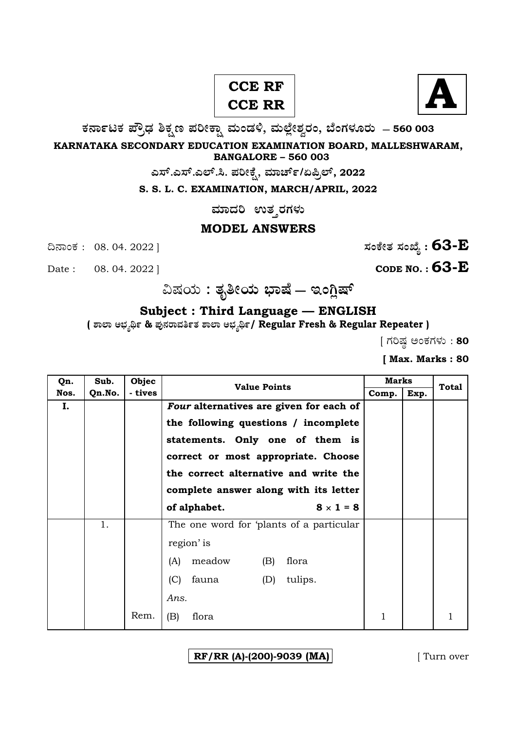**CCE RF**
**CCE RR**

**A**

**ಕರ್ನಾಟಕ ಪ್ರೌಢ ಶಿಕ್ಷಣ ಪರೀಕ್ಷಾ ಮಂಡಳಿ, ಮಲ್ಲೇಶ್ವರಂ, ಬೆಂಗಳೂರು — 560 003**

**KARNATAKA SECONDARY EDUCATION EXAMINATION BOARD, MALLESHWARAM, BANGALORE – 560 003**

**ಎಸ್.ಎಸ್.ಎಲ್.ಸಿ. ಪರೀಕ್ಷೆ, ಮಾರ್ಚ್/ಏಪ್ರಿಲ್, 2022**

**S. S. L. C. EXAMINATION, MARCH/APRIL, 2022**

**ಮಾದರಿ ಉತ್ತರಗಳು**

## MODEL ANSWERS

ದಿನಾಂಕ : 08. 04. 2022 ] **ಸಂಕೇತ ಸಂಖ್ಯೆ : 63-E**

Date : 08. 04. 2022 ] **CODE NO. : 63-E**

**ವಿಷಯ : ತೃತೀಯ ಭಾಷೆ — ಇಂಗ್ಲಿಷ್**

**Subject : Third Language — ENGLISH**

**( ಶಾಲಾ ಅಭ್ಯರ್ಥಿ & ಪುನರಾವರ್ತಿತ ಶಾಲಾ ಅಭ್ಯರ್ಥಿ / Regular Fresh & Regular Repeater )**

[ ಗರಿಷ್ಠ ಅಂಕಗಳು : **80**

**[ Max. Marks : 80**

| Qn. Nos. | Sub. Qn.No. | Objec - tives | Value Points | Marks Comp. | Marks Exp. | Total |
|---|---|---|---|---|---|---|
| I. | | | ***Four* alternatives are given for each of the following questions / incomplete statements. Only one of them is correct or most appropriate. Choose the correct alternative and write the complete answer along with its letter of alphabet.** $8 \times 1 = 8$ | | | |
| | 1. | | The one word for 'plants of a particular region' is<br>(A) meadow (B) flora<br>(C) fauna (D) tulips.<br>*Ans.* | | | |
| | | Rem. | (B) flora | 1 | | 1 |

**RF/RR (A)-(200)-9039 (MA)**

[ Turn over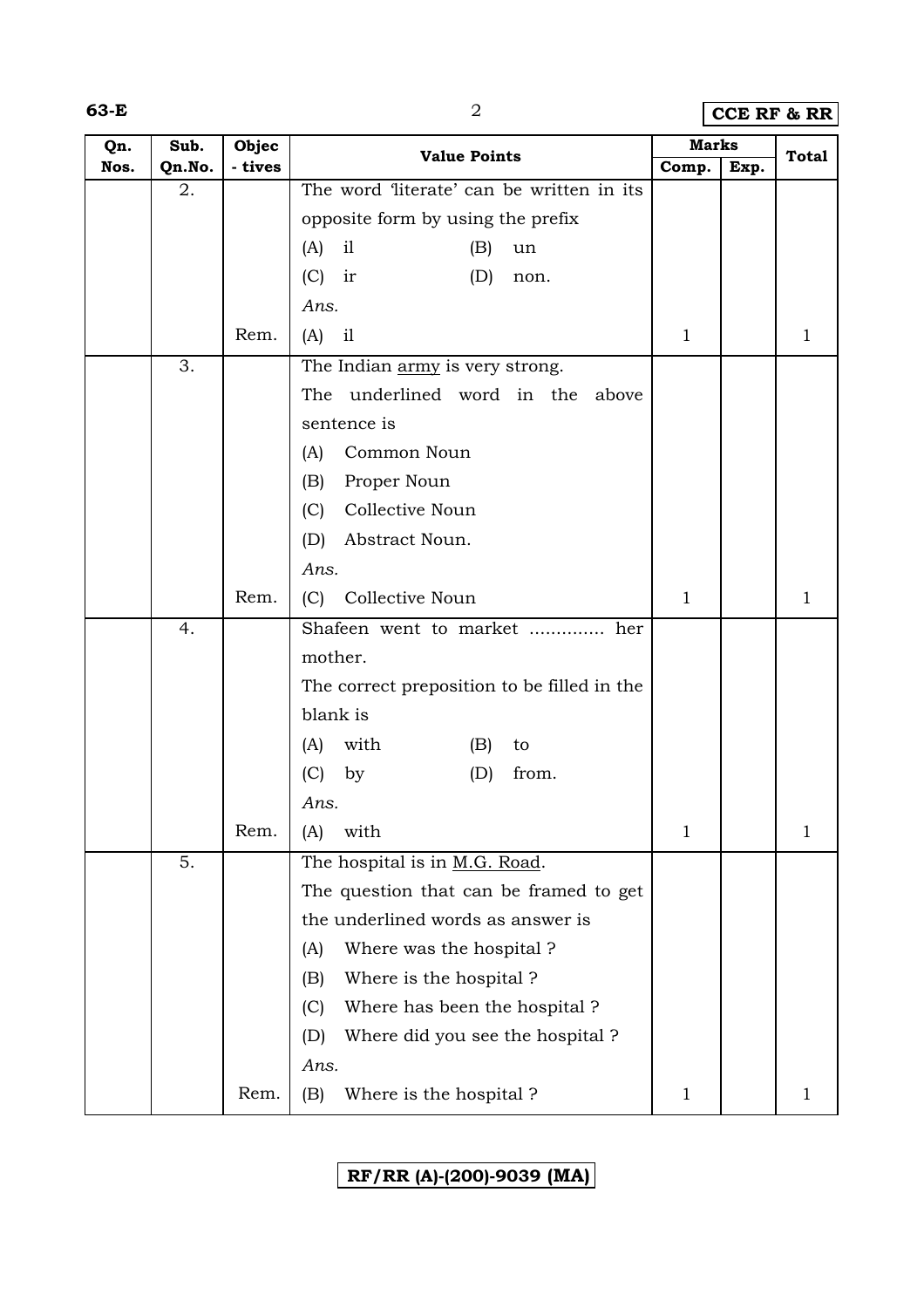| Qn. Nos. | Sub. Qn.No. | Objec - tives | Value Points | Marks | | Total |
|---|---|---|---|---|---|---|
| | | | | Comp. | Exp. | |
| | 2. | | The word 'literate' can be written in its opposite form by using the prefix<br>(A) il (B) un<br>(C) ir (D) non.<br>*Ans.* | | | |
| | | Rem. | (A) il | 1 | | 1 |
| | 3. | | The Indian <u>army</u> is very strong.<br>The underlined word in the above sentence is<br>(A) Common Noun<br>(B) Proper Noun<br>(C) Collective Noun<br>(D) Abstract Noun.<br>*Ans.* | | | |
| | | Rem. | (C) Collective Noun | 1 | | 1 |
| | 4. | | Shafeen went to market ............. her mother.<br>The correct preposition to be filled in the blank is<br>(A) with (B) to<br>(C) by (D) from.<br>*Ans.* | | | |
| | | Rem. | (A) with | 1 | | 1 |
| | 5. | | The hospital is in <u>M.G. Road</u>.<br>The question that can be framed to get the underlined words as answer is<br>(A) Where was the hospital ?<br>(B) Where is the hospital ?<br>(C) Where has been the hospital ?<br>(D) Where did you see the hospital ?<br>*Ans.* | | | |
| | | Rem. | (B) Where is the hospital ? | 1 | | 1 |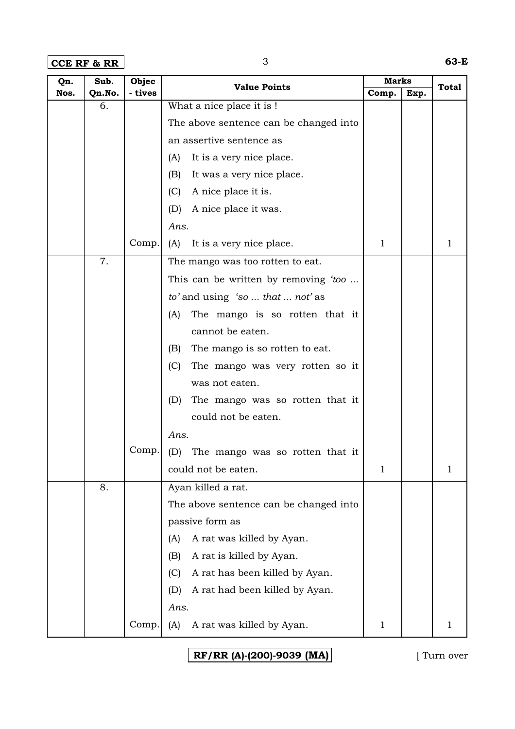| Qn. Nos. | Sub. Qn.No. | Objec - tives | Value Points | Marks | | Total |
|---|---|---|---|---|---|---|
| | | | | Comp. | Exp. | |
| | 6. | | What a nice place it is ! <br> The above sentence can be changed into an assertive sentence as <br> (A) It is a very nice place. <br> (B) It was a very nice place. <br> (C) A nice place it is. <br> (D) A nice place it was. <br> *Ans.* | | | |
| | | Comp. | (A) It is a very nice place. | 1 | | 1 |
| | 7. | | The mango was too rotten to eat. <br> This can be written by removing *'too ... to'* and using *'so ... that ... not'* as <br> (A) The mango is so rotten that it cannot be eaten. <br> (B) The mango is so rotten to eat. <br> (C) The mango was very rotten so it was not eaten. <br> (D) The mango was so rotten that it could not be eaten. <br> *Ans.* | | | |
| | | Comp. | (D) The mango was so rotten that it could not be eaten. | 1 | | 1 |
| | 8. | | Ayan killed a rat. <br> The above sentence can be changed into passive form as <br> (A) A rat was killed by Ayan. <br> (B) A rat is killed by Ayan. <br> (C) A rat has been killed by Ayan. <br> (D) A rat had been killed by Ayan. <br> *Ans.* | | | |
| | | Comp. | (A) A rat was killed by Ayan. | 1 | | 1 |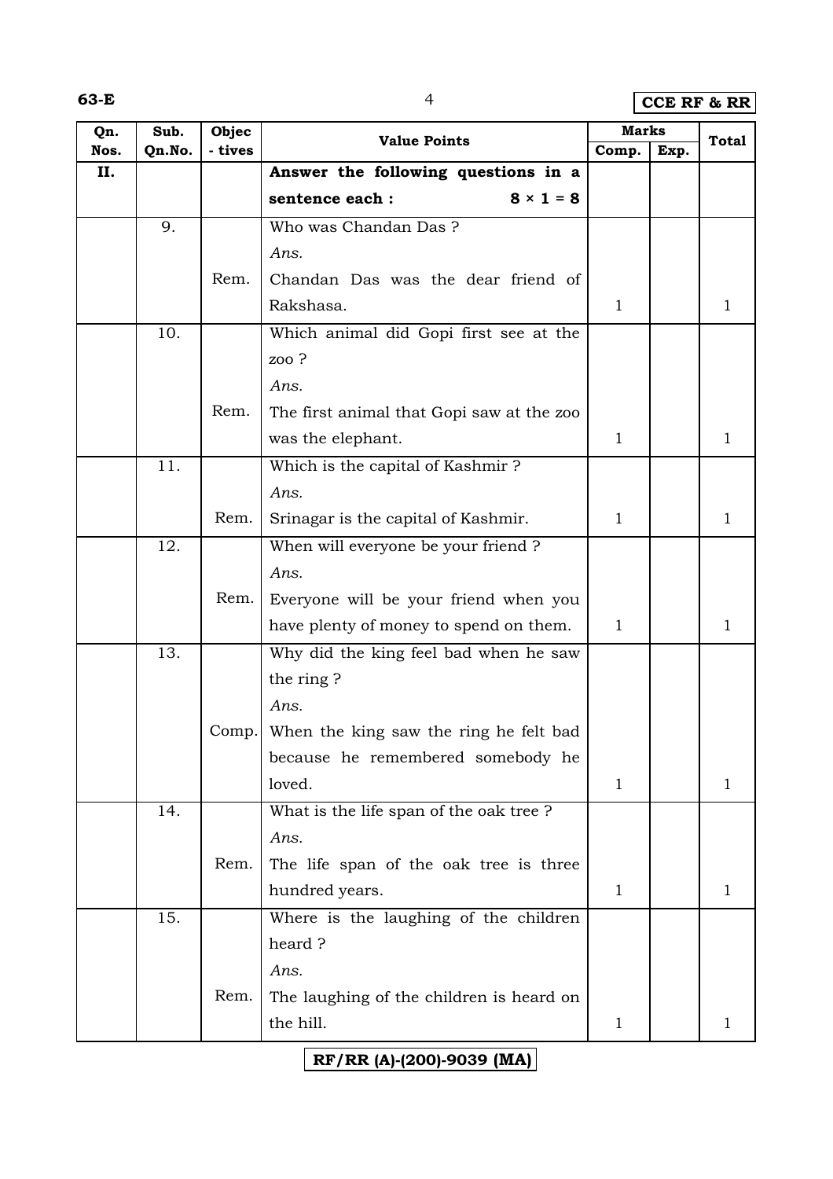| Qn. Nos. | Sub. Qn.No. | Objec - tives | Value Points | Marks | | Total |
|---|---|---|---|---|---|---|
| | | | | Comp. | Exp. | |
| II. | | | **Answer the following questions in a sentence each : 8 × 1 = 8** | | | |
| | 9. | Rem. | Who was Chandan Das ?<br>*Ans.*<br>Chandan Das was the dear friend of Rakshasa. | 1 | | 1 |
| | 10. | Rem. | Which animal did Gopi first see at the zoo ?<br>*Ans.*<br>The first animal that Gopi saw at the zoo was the elephant. | 1 | | 1 |
| | 11. | Rem. | Which is the capital of Kashmir ?<br>*Ans.*<br>Srinagar is the capital of Kashmir. | 1 | | 1 |
| | 12. | Rem. | When will everyone be your friend ?<br>*Ans.*<br>Everyone will be your friend when you have plenty of money to spend on them. | 1 | | 1 |
| | 13. | Comp. | Why did the king feel bad when he saw the ring ?<br>*Ans.*<br>When the king saw the ring he felt bad because he remembered somebody he loved. | 1 | | 1 |
| | 14. | Rem. | What is the life span of the oak tree ?<br>*Ans.*<br>The life span of the oak tree is three hundred years. | 1 | | 1 |
| | 15. | Rem. | Where is the laughing of the children heard ?<br>*Ans.*<br>The laughing of the children is heard on the hill. | 1 | | 1 |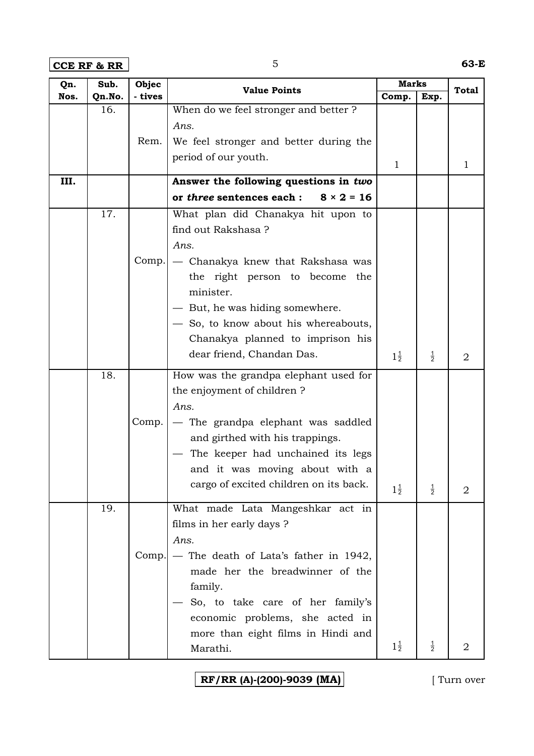| Qn. Nos. | Sub. Qn.No. | Objec - tives | Value Points | Marks | | Total |
|---|---|---|---|---|---|---|
| | | | | Comp. | Exp. | |
| | 16. | Rem. | When do we feel stronger and better ?<br>*Ans.*<br>We feel stronger and better during the period of our youth. | 1 | | 1 |
| III. | | | **Answer the following questions in *two* or *three* sentences each : $8 \times 2 = 16$** | | | |
| | 17. | Comp. | What plan did Chanakya hit upon to find out Rakshasa ?<br>*Ans.*<br>— Chanakya knew that Rakshasa was the right person to become the minister.<br>— But, he was hiding somewhere.<br>— So, to know about his whereabouts, Chanakya planned to imprison his dear friend, Chandan Das. | $1\frac{1}{2}$ | $\frac{1}{2}$ | 2 |
| | 18. | Comp. | How was the grandpa elephant used for the enjoyment of children ?<br>*Ans.*<br>— The grandpa elephant was saddled and girthed with his trappings.<br>— The keeper had unchained its legs and it was moving about with a cargo of excited children on its back. | $1\frac{1}{2}$ | $\frac{1}{2}$ | 2 |
| | 19. | Comp. | What made Lata Mangeshkar act in films in her early days ?<br>*Ans.*<br>— The death of Lata's father in 1942, made her the breadwinner of the family.<br>— So, to take care of her family's economic problems, she acted in more than eight films in Hindi and Marathi. | $1\frac{1}{2}$ | $\frac{1}{2}$ | 2 |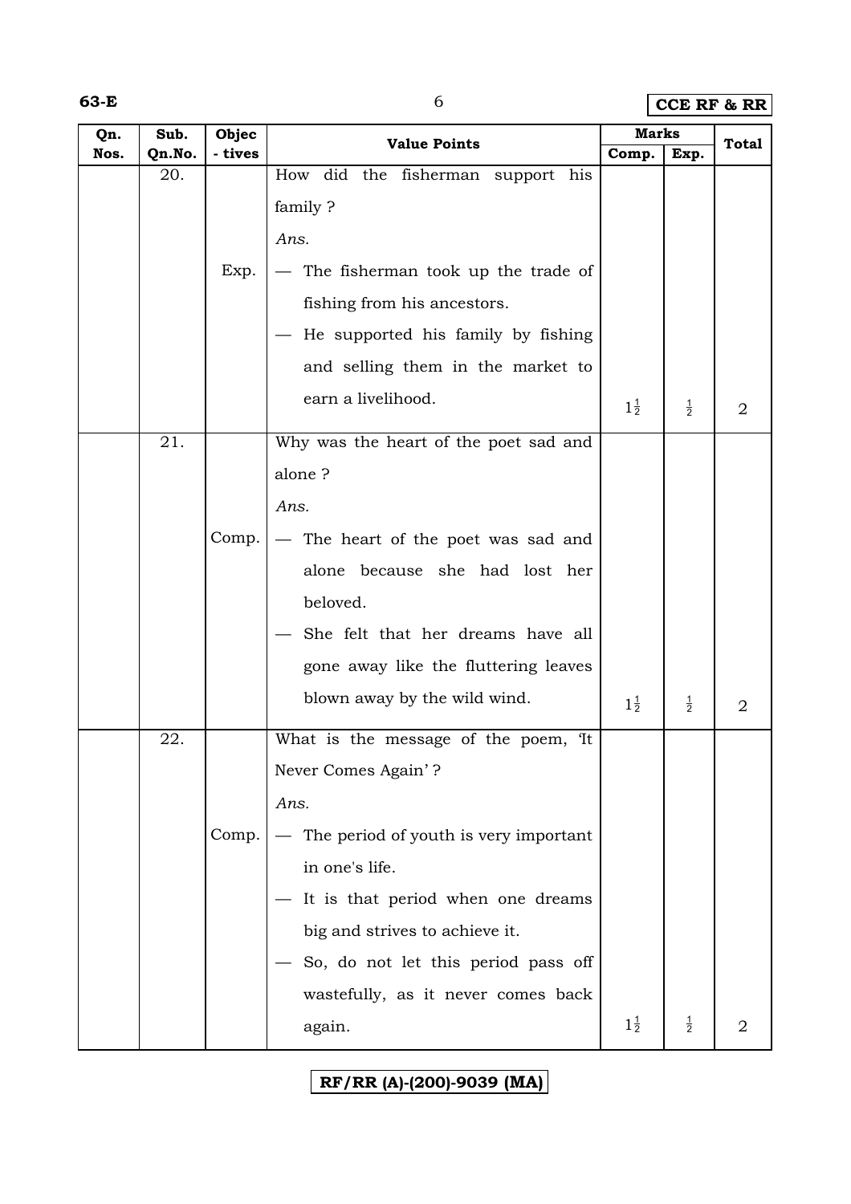| Qn. Nos. | Sub. Qn.No. | Objec - tives | Value Points | Marks | | Total |
|---|---|---|---|---|---|---|
| | | | | Comp. | Exp. | |
| | 20. | Exp. | How did the fisherman support his family ?<br>*Ans.*<br>— The fisherman took up the trade of fishing from his ancestors.<br>— He supported his family by fishing and selling them in the market to earn a livelihood. | $1\frac{1}{2}$ | $\frac{1}{2}$ | 2 |
| | 21. | Comp. | Why was the heart of the poet sad and alone ?<br>*Ans.*<br>— The heart of the poet was sad and alone because she had lost her beloved.<br>— She felt that her dreams have all gone away like the fluttering leaves blown away by the wild wind. | $1\frac{1}{2}$ | $\frac{1}{2}$ | 2 |
| | 22. | Comp. | What is the message of the poem, 'It Never Comes Again' ?<br>*Ans.*<br>— The period of youth is very important in one's life.<br>— It is that period when one dreams big and strives to achieve it.<br>— So, do not let this period pass off wastefully, as it never comes back again. | $1\frac{1}{2}$ | $\frac{1}{2}$ | 2 |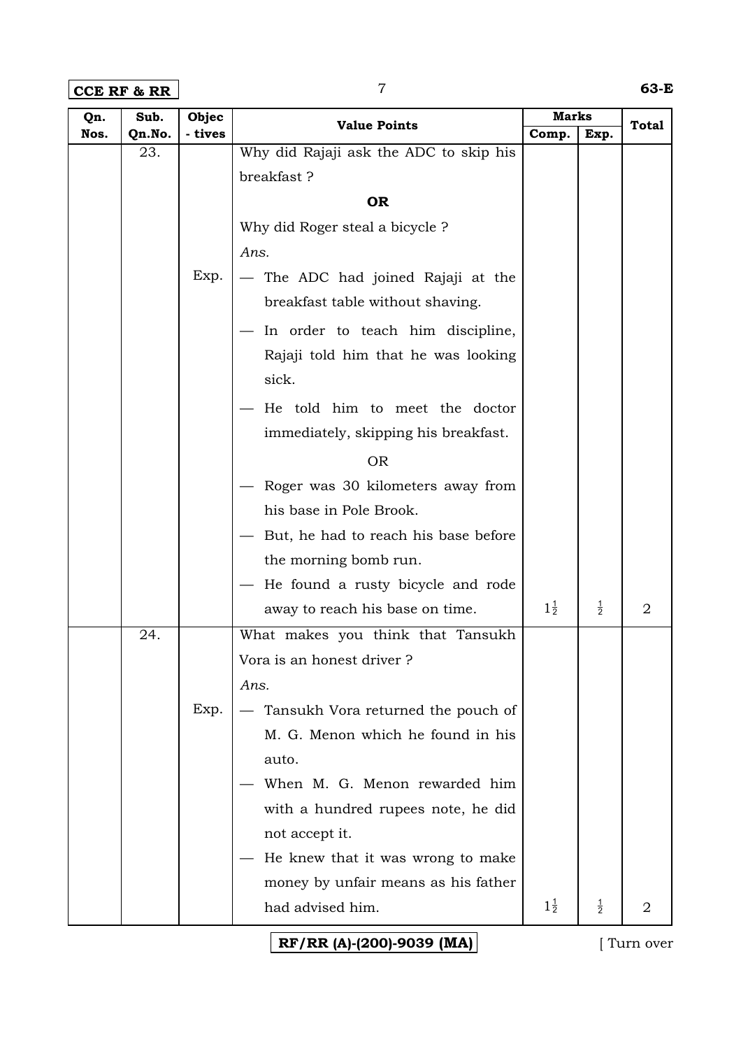| Qn. Nos. | Sub. Qn.No. | Objec - tives | Value Points | Marks | | Total |
|---|---|---|---|---|---|---|
| | | | | Comp. | Exp. | |
| | 23. | | Why did Rajaji ask the ADC to skip his breakfast ? | | | |
| | | | **OR** | | | |
| | | | Why did Roger steal a bicycle ? | | | |
| | | | *Ans.* | | | |
| | | Exp. | — The ADC had joined Rajaji at the breakfast table without shaving. | | | |
| | | | — In order to teach him discipline, Rajaji told him that he was looking sick. | | | |
| | | | — He told him to meet the doctor immediately, skipping his breakfast. | | | |
| | | | OR | | | |
| | | | — Roger was 30 kilometers away from his base in Pole Brook. | | | |
| | | | — But, he had to reach his base before the morning bomb run. | | | |
| | | | — He found a rusty bicycle and rode away to reach his base on time. | $1\frac{1}{2}$ | $\frac{1}{2}$ | 2 |
| | 24. | | What makes you think that Tansukh Vora is an honest driver ? | | | |
| | | | *Ans.* | | | |
| | | Exp. | — Tansukh Vora returned the pouch of M. G. Menon which he found in his auto. | | | |
| | | | — When M. G. Menon rewarded him with a hundred rupees note, he did not accept it. | | | |
| | | | — He knew that it was wrong to make money by unfair means as his father had advised him. | $1\frac{1}{2}$ | $\frac{1}{2}$ | 2 |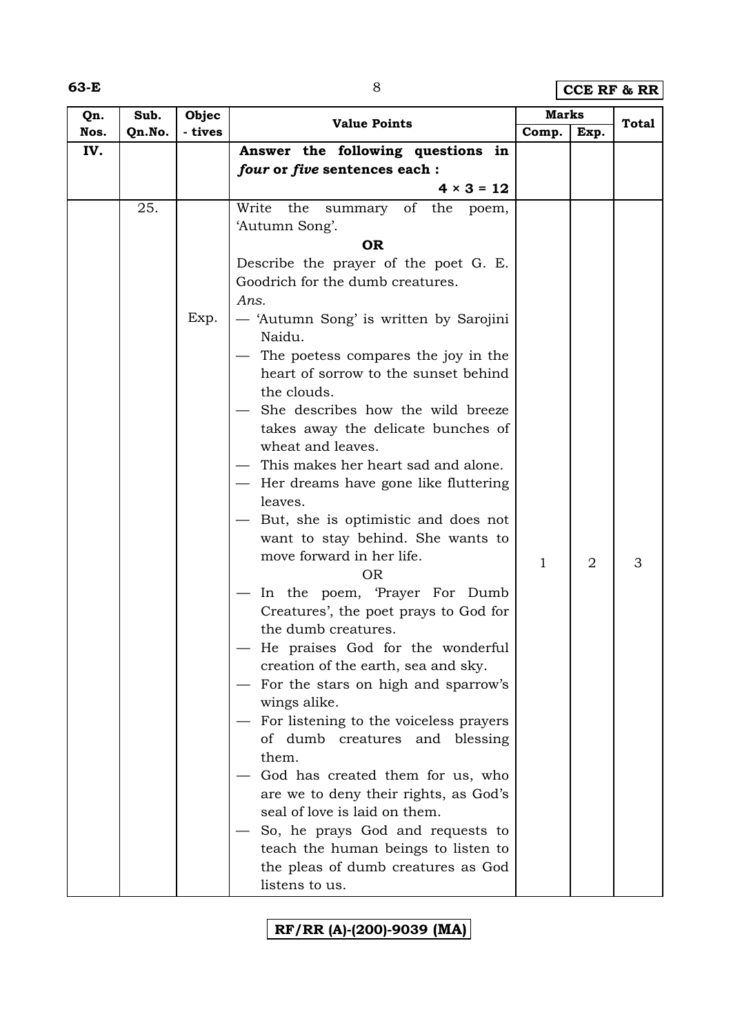| Qn. Nos. | Sub. Qn.No. | Objec - tives | Value Points | Marks | | Total |
|---|---|---|---|---|---|---|
| | | | | Comp. | Exp. | |
| IV. | | | **Answer the following questions in *four* or *five* sentences each :** **4 × 3 = 12** | | | |
| | 25. | Exp. | Write the summary of the poem, 'Autumn Song'. **OR** Describe the prayer of the poet G. E. Goodrich for the dumb creatures. *Ans.* — 'Autumn Song' is written by Sarojini Naidu. — The poetess compares the joy in the heart of sorrow to the sunset behind the clouds. — She describes how the wild breeze takes away the delicate bunches of wheat and leaves. — This makes her heart sad and alone. — Her dreams have gone like fluttering leaves. — But, she is optimistic and does not want to stay behind. She wants to move forward in her life. OR — In the poem, 'Prayer For Dumb Creatures', the poet prays to God for the dumb creatures. — He praises God for the wonderful creation of the earth, sea and sky. — For the stars on high and sparrow's wings alike. — For listening to the voiceless prayers of dumb creatures and blessing them. — God has created them for us, who are we to deny their rights, as God's seal of love is laid on them. — So, he prays God and requests to teach the human beings to listen to the pleas of dumb creatures as God listens to us. | 1 | 2 | 3 |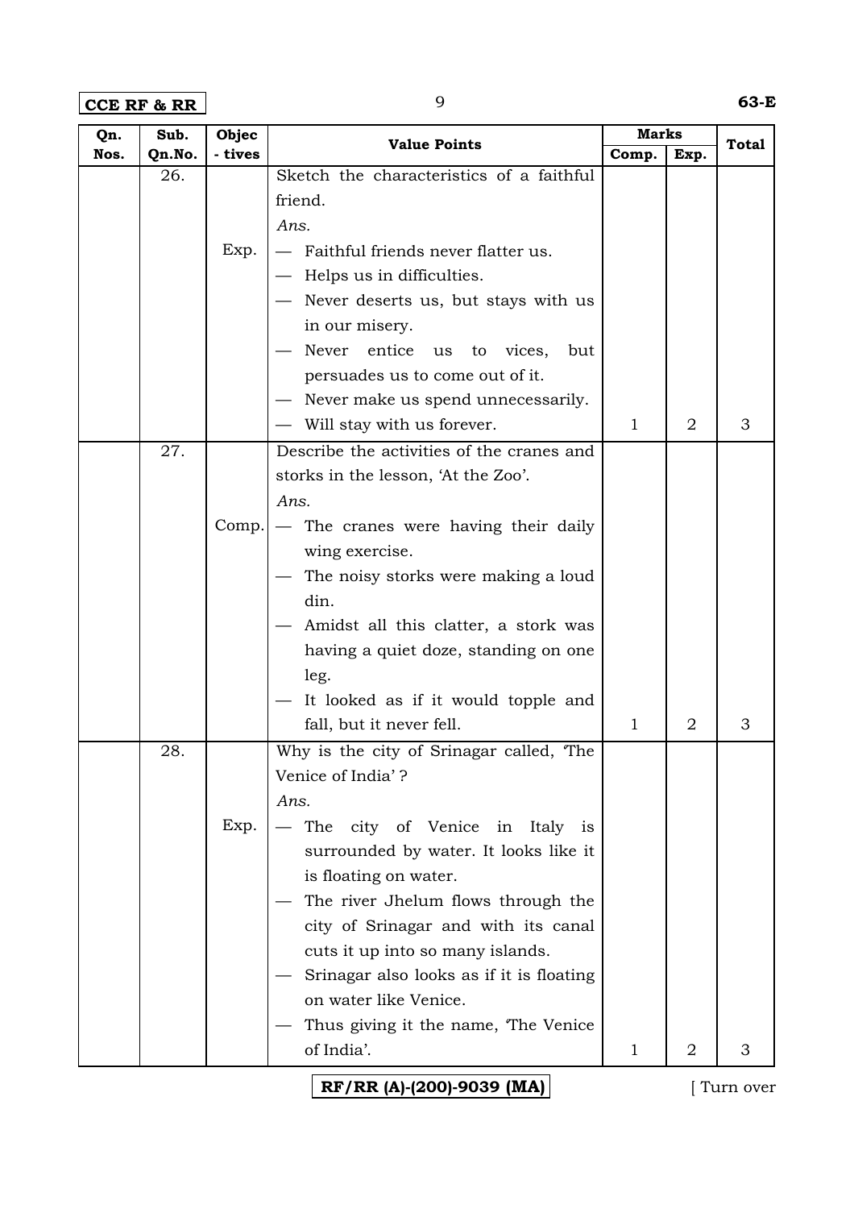| Qn. Nos. | Sub. Qn.No. | Objec - tives | Value Points | Marks | | Total |
|---|---|---|---|---|---|---|
| | | | | Comp. | Exp. | |
| | 26. | Exp. | Sketch the characteristics of a faithful friend.<br>*Ans.*<br>— Faithful friends never flatter us.<br>— Helps us in difficulties.<br>— Never deserts us, but stays with us in our misery.<br>— Never entice us to vices, but persuades us to come out of it.<br>— Never make us spend unnecessarily.<br>— Will stay with us forever. | 1 | 2 | 3 |
| | 27. | Comp. | Describe the activities of the cranes and storks in the lesson, 'At the Zoo'.<br>*Ans.*<br>— The cranes were having their daily wing exercise.<br>— The noisy storks were making a loud din.<br>— Amidst all this clatter, a stork was having a quiet doze, standing on one leg.<br>— It looked as if it would topple and fall, but it never fell. | 1 | 2 | 3 |
| | 28. | Exp. | Why is the city of Srinagar called, 'The Venice of India' ?<br>*Ans.*<br>— The city of Venice in Italy is surrounded by water. It looks like it is floating on water.<br>— The river Jhelum flows through the city of Srinagar and with its canal cuts it up into so many islands.<br>— Srinagar also looks as if it is floating on water like Venice.<br>— Thus giving it the name, 'The Venice of India'. | 1 | 2 | 3 |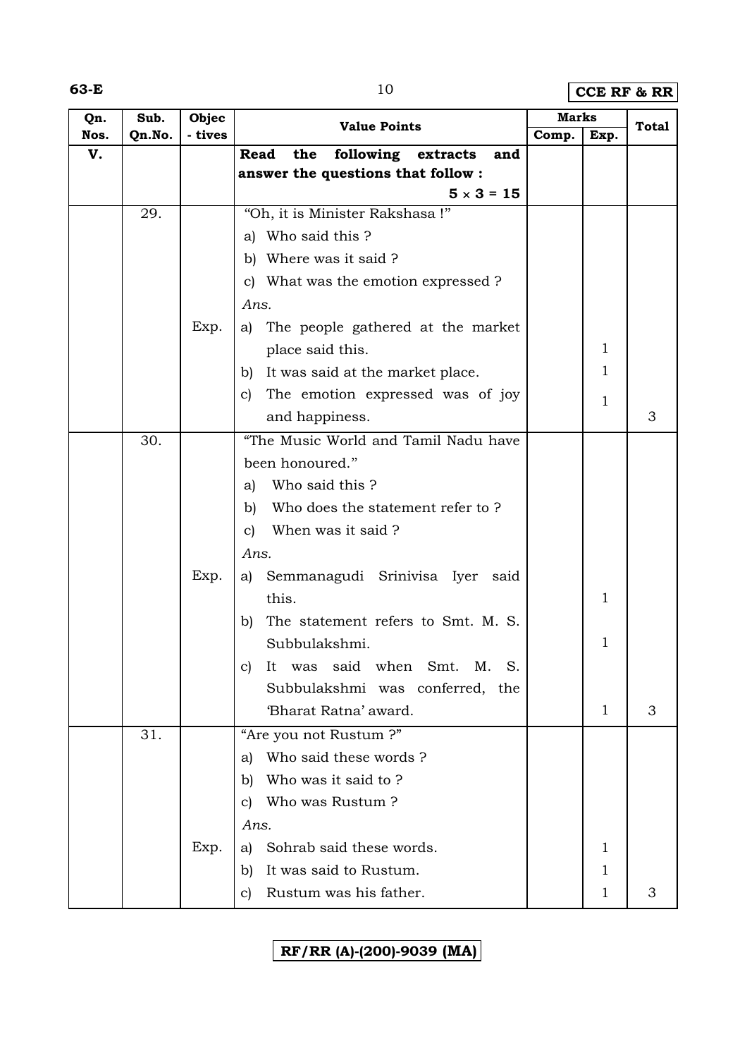| Qn. Nos. | Sub. Qn.No. | Objec - tives | Value Points | Marks | | Total |
|---|---|---|---|---|---|---|
| | | | | Comp. | Exp. | |
| V. | | | **Read the following extracts and answer the questions that follow :** **5 × 3 = 15** | | | |
| | 29. | | "Oh, it is Minister Rakshasa !"<br>a) Who said this ?<br>b) Where was it said ?<br>c) What was the emotion expressed ?<br>*Ans.* | | | |
| | | Exp. | a) The people gathered at the market place said this. | | 1 | |
| | | | b) It was said at the market place. | | 1 | |
| | | | c) The emotion expressed was of joy and happiness. | | 1 | 3 |
| | 30. | | "The Music World and Tamil Nadu have been honoured."<br>a) Who said this ?<br>b) Who does the statement refer to ?<br>c) When was it said ?<br>*Ans.* | | | |
| | | Exp. | a) Semmanagudi Srinivisa Iyer said this. | | 1 | |
| | | | b) The statement refers to Smt. M. S. Subbulakshmi. | | 1 | |
| | | | c) It was said when Smt. M. S. Subbulakshmi was conferred, the 'Bharat Ratna' award. | | 1 | 3 |
| | 31. | | "Are you not Rustum ?"<br>a) Who said these words ?<br>b) Who was it said to ?<br>c) Who was Rustum ?<br>*Ans.* | | | |
| | | Exp. | a) Sohrab said these words. | | 1 | |
| | | | b) It was said to Rustum. | | 1 | |
| | | | c) Rustum was his father. | | 1 | 3 |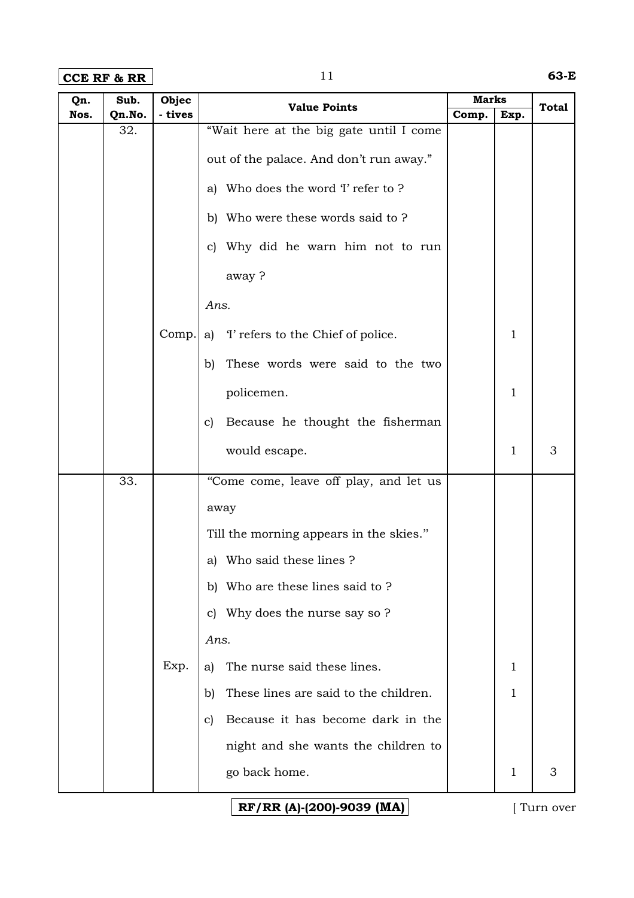| Qn. Nos. | Sub. Qn.No. | Objec - tives | Value Points | Marks | | Total |
|---|---|---|---|---|---|---|
| | | | | Comp. | Exp. | |
| | 32. | | "Wait here at the big gate until I come out of the palace. And don't run away." | | | |
| | | | a) Who does the word 'I' refer to ? | | | |
| | | | b) Who were these words said to ? | | | |
| | | | c) Why did he warn him not to run away ? | | | |
| | | | *Ans.* | | | |
| | | Comp. | a) 'I' refers to the Chief of police. | | 1 | |
| | | | b) These words were said to the two policemen. | | 1 | |
| | | | c) Because he thought the fisherman would escape. | | 1 | 3 |
| | 33. | | "Come come, leave off play, and let us away Till the morning appears in the skies." | | | |
| | | | a) Who said these lines ? | | | |
| | | | b) Who are these lines said to ? | | | |
| | | | c) Why does the nurse say so ? | | | |
| | | | *Ans.* | | | |
| | | Exp. | a) The nurse said these lines. | | 1 | |
| | | | b) These lines are said to the children. | | 1 | |
| | | | c) Because it has become dark in the night and she wants the children to go back home. | | 1 | 3 |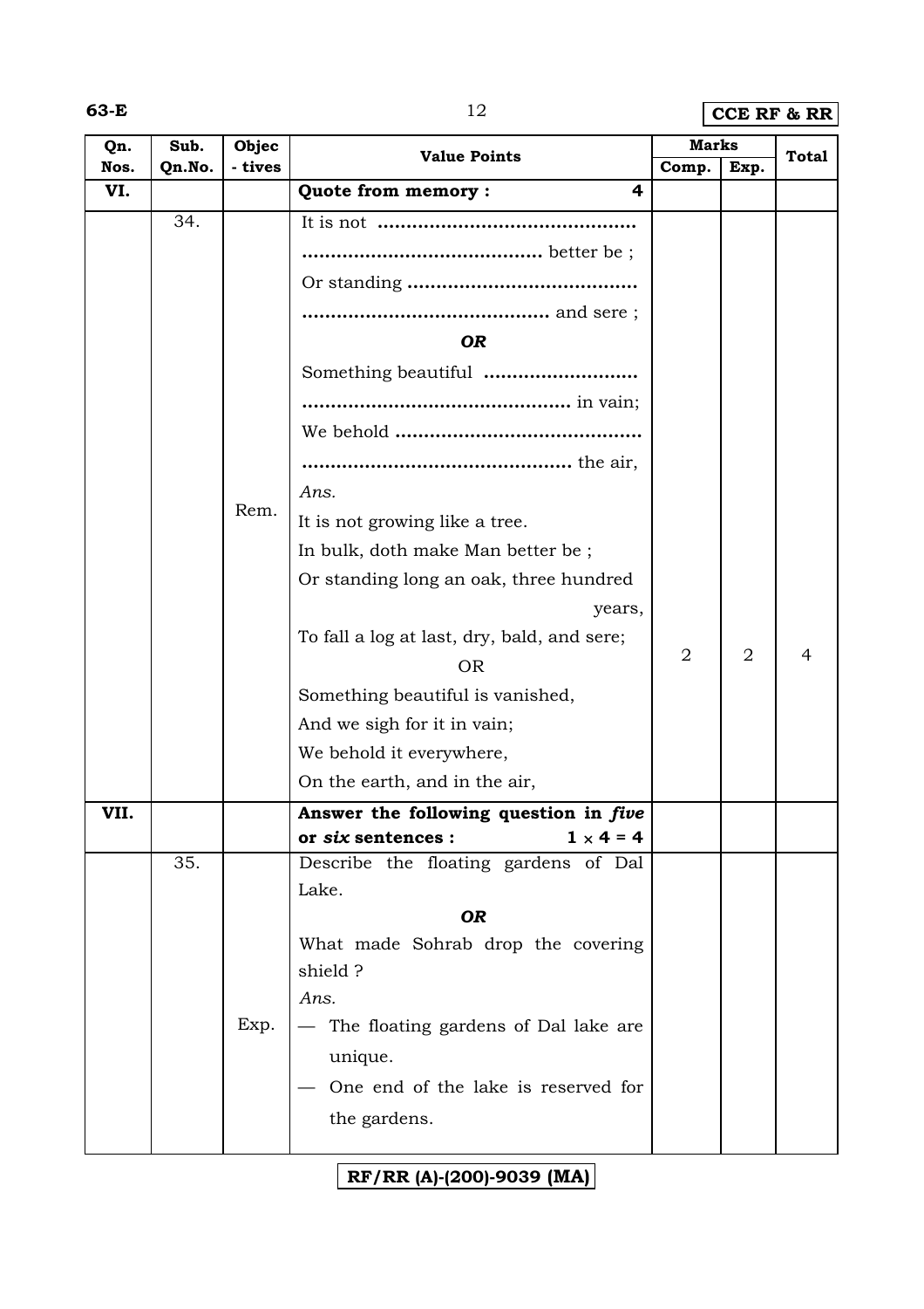| Qn. Nos. | Sub. Qn.No. | Objec - tives | Value Points | Marks | | Total |
|---|---|---|---|---|---|---|
| | | | | Comp. | Exp. | |
| VI. | | | **Quote from memory : 4** | | | |
| | 34. | Rem. | It is not ……………………………………… <br> …………………………………… better be ; <br> Or standing ………………………………… <br> …………………………………… and sere ; <br> ***OR*** <br> Something beautiful ……………………… <br> ……………………………………… in vain; <br> We behold …………………………………… <br> ……………………………………… the air, <br> *Ans.* <br> It is not growing like a tree. <br> In bulk, doth make Man better be ; <br> Or standing long an oak, three hundred years, <br> To fall a log at last, dry, bald, and sere; <br> OR <br> Something beautiful is vanished, <br> And we sigh for it in vain; <br> We behold it everywhere, <br> On the earth, and in the air, | 2 | 2 | 4 |
| VII. | | | **Answer the following question in *five* or *six* sentences : $1 \times 4 = 4$** | | | |
| | 35. | Exp. | Describe the floating gardens of Dal Lake. <br> ***OR*** <br> What made Sohrab drop the covering shield ? <br> *Ans.* <br> — The floating gardens of Dal lake are unique. <br> — One end of the lake is reserved for the gardens. | | | |

RF/RR (A)-(200)-9039 (MA)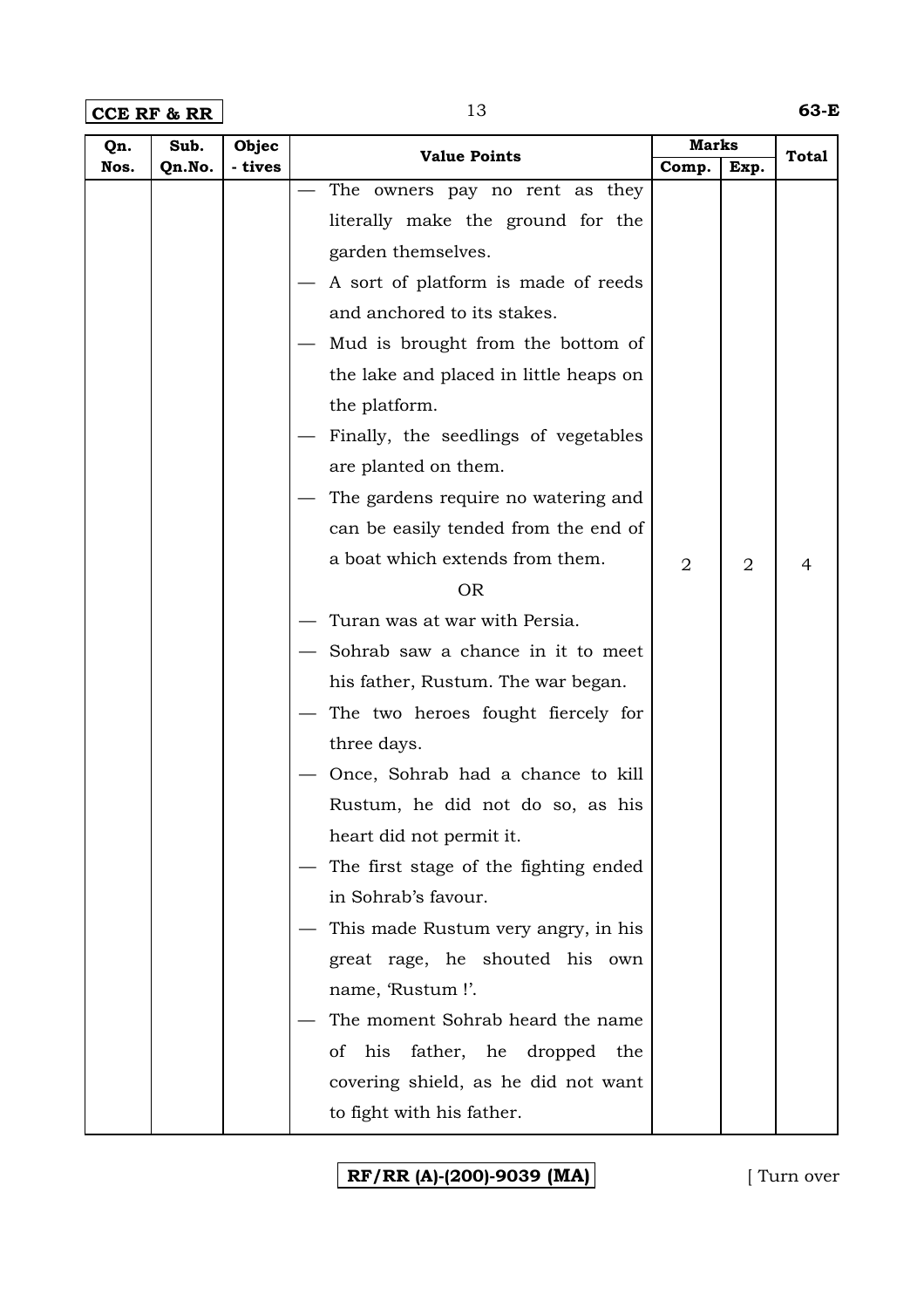| Qn. Nos. | Sub. Qn.No. | Objec - tives | Value Points | Marks | | Total |
|---|---|---|---|---|---|---|
| | | | | Comp. | Exp. | |
| | | | — The owners pay no rent as they literally make the ground for the garden themselves.<br>— A sort of platform is made of reeds and anchored to its stakes.<br>— Mud is brought from the bottom of the lake and placed in little heaps on the platform.<br>— Finally, the seedlings of vegetables are planted on them.<br>— The gardens require no watering and can be easily tended from the end of a boat which extends from them.<br>OR<br>— Turan was at war with Persia.<br>— Sohrab saw a chance in it to meet his father, Rustum. The war began.<br>— The two heroes fought fiercely for three days.<br>— Once, Sohrab had a chance to kill Rustum, he did not do so, as his heart did not permit it.<br>— The first stage of the fighting ended in Sohrab's favour.<br>— This made Rustum very angry, in his great rage, he shouted his own name, 'Rustum !'.<br>— The moment Sohrab heard the name of his father, he dropped the covering shield, as he did not want to fight with his father. | 2 | 2 | 4 |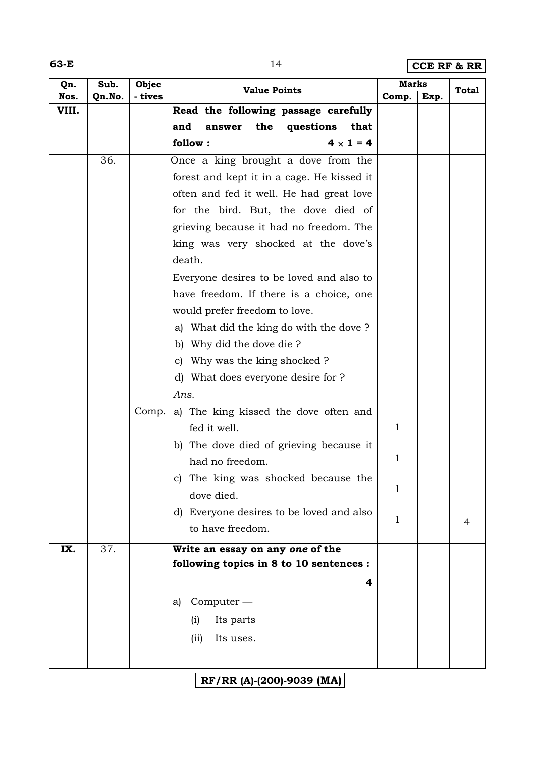| Qn. Nos. | Sub. Qn.No. | Objec - tives | Value Points | Marks | | Total |
|---|---|---|---|---|---|---|
| | | | | Comp. | Exp. | |
| VIII. | | | **Read the following passage carefully and answer the questions that follow : $4 \times 1 = 4$** | | | |
| | 36. | | Once a king brought a dove from the forest and kept it in a cage. He kissed it often and fed it well. He had great love for the bird. But, the dove died of grieving because it had no freedom. The king was very shocked at the dove's death.<br>Everyone desires to be loved and also to have freedom. If there is a choice, one would prefer freedom to love.<br>a) What did the king do with the dove ?<br>b) Why did the dove die ?<br>c) Why was the king shocked ?<br>d) What does everyone desire for ?<br>*Ans.* | | | |
| | | Comp. | a) The king kissed the dove often and fed it well. | 1 | | |
| | | | b) The dove died of grieving because it had no freedom. | 1 | | |
| | | | c) The king was shocked because the dove died. | 1 | | |
| | | | d) Everyone desires to be loved and also to have freedom. | 1 | | 4 |
| IX. | 37. | | **Write an essay on any *one* of the following topics in 8 to 10 sentences : 4**<br>a) Computer —<br>(i) Its parts<br>(ii) Its uses. | | | |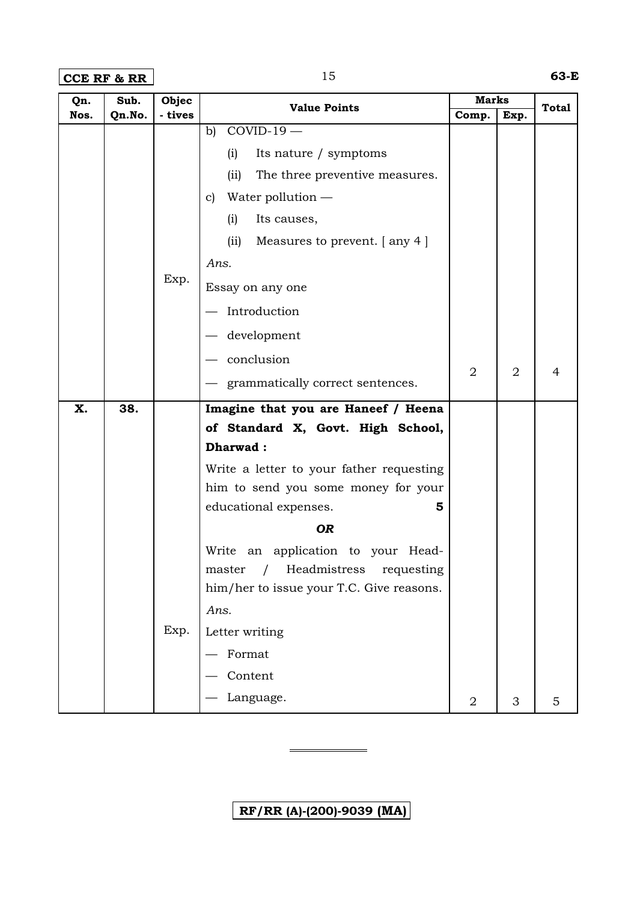| Qn. Nos. | Sub. Qn.No. | Objec - tives | Value Points | Marks | | Total |
|---|---|---|---|---|---|---|
| | | | | Comp. | Exp. | |
| | | Exp. | b) COVID-19 —<br>(i) Its nature / symptoms<br>(ii) The three preventive measures.<br>c) Water pollution —<br>(i) Its causes,<br>(ii) Measures to prevent. [ any 4 ]<br>*Ans.*<br>Essay on any one<br>— Introduction<br>— development<br>— conclusion<br>— grammatically correct sentences. | 2 | 2 | 4 |
| **X.** | **38.** | Exp. | **Imagine that you are Haneef / Heena of Standard X, Govt. High School, Dharwad :**<br>Write a letter to your father requesting him to send you some money for your educational expenses. **5**<br>***OR***<br>Write an application to your Head-master / Headmistress requesting him/her to issue your T.C. Give reasons.<br>*Ans.*<br>Letter writing<br>— Format<br>— Content<br>— Language. | 2 | 3 | 5 |